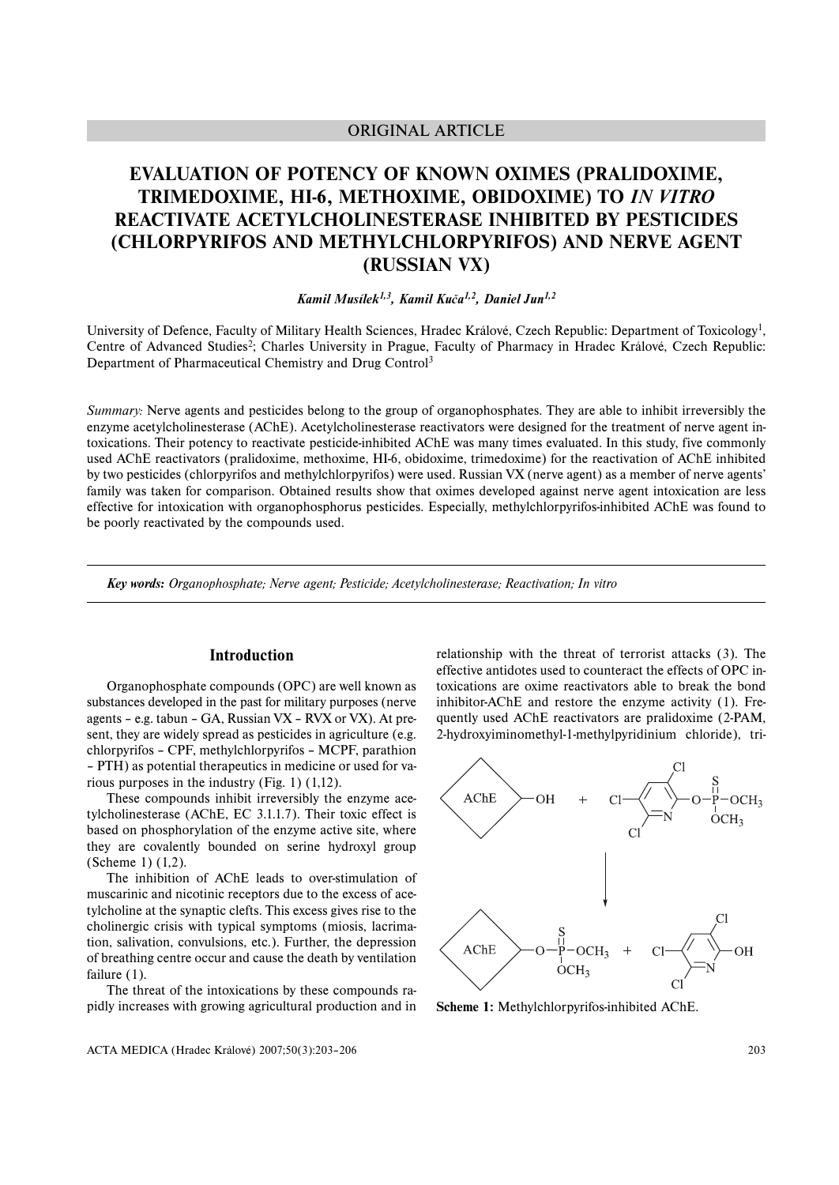ORIGINAL ARTICLE

# EVALUATION OF POTENCY OF KNOWN OXIMES (PRALIDOXIME, TRIMEDOXIME, HI-6, METHOXIME, OBIDOXIME) TO *IN VITRO* REACTIVATE ACETYLCHOLINESTERASE INHIBITED BY PESTICIDES (CHLORPYRIFOS AND METHYLCHLORPYRIFOS) AND NERVE AGENT (RUSSIAN VX)

***Kamil Musílek[1,3], Kamil Kuča[1,2], Daniel Jun[1,2]***

University of Defence, Faculty of Military Health Sciences, Hradec Králové, Czech Republic: Department of Toxicology[1], Centre of Advanced Studies[2]; Charles University in Prague, Faculty of Pharmacy in Hradec Králové, Czech Republic: Department of Pharmaceutical Chemistry and Drug Control[3]

*Summary:* Nerve agents and pesticides belong to the group of organophosphates. They are able to inhibit irreversibly the enzyme acetylcholinesterase (AChE). Acetylcholinesterase reactivators were designed for the treatment of nerve agent intoxications. Their potency to reactivate pesticide-inhibited AChE was many times evaluated. In this study, five commonly used AChE reactivators (pralidoxime, methoxime, HI-6, obidoxime, trimedoxime) for the reactivation of AChE inhibited by two pesticides (chlorpyrifos and methylchlorpyrifos) were used. Russian VX (nerve agent) as a member of nerve agents' family was taken for comparison. Obtained results show that oximes developed against nerve agent intoxication are less effective for intoxication with organophosphorus pesticides. Especially, methylchlorpyrifos-inhibited AChE was found to be poorly reactivated by the compounds used.

***Key words:*** *Organophosphate; Nerve agent; Pesticide; Acetylcholinesterase; Reactivation; In vitro*

## Introduction

Organophosphate compounds (OPC) are well known as substances developed in the past for military purposes (nerve agents – e.g. tabun – GA, Russian VX – RVX or VX). At present, they are widely spread as pesticides in agriculture (e.g. chlorpyrifos – CPF, methylchlorpyrifos – MCPF, parathion – PTH) as potential therapeutics in medicine or used for various purposes in the industry (Fig. 1) (1,12).

These compounds inhibit irreversibly the enzyme acetylcholinesterase (AChE, EC 3.1.1.7). Their toxic effect is based on phosphorylation of the enzyme active site, where they are covalently bounded on serine hydroxyl group (Scheme 1) (1,2).

The inhibition of AChE leads to over-stimulation of muscarinic and nicotinic receptors due to the excess of acetylcholine at the synaptic clefts. This excess gives rise to the cholinergic crisis with typical symptoms (miosis, lacrimation, salivation, convulsions, etc.). Further, the depression of breathing centre occur and cause the death by ventilation failure (1).

The threat of the intoxications by these compounds rapidly increases with growing agricultural production and in relationship with the threat of terrorist attacks (3). The effective antidotes used to counteract the effects of OPC intoxications are oxime reactivators able to break the bond inhibitor-AChE and restore the enzyme activity (1). Frequently used AChE reactivators are pralidoxime (2-PAM, 2-hydroxyiminomethyl-1-methylpyridinium chloride), tri-

**Scheme 1:** Methylchlorpyrifos-inhibited AChE.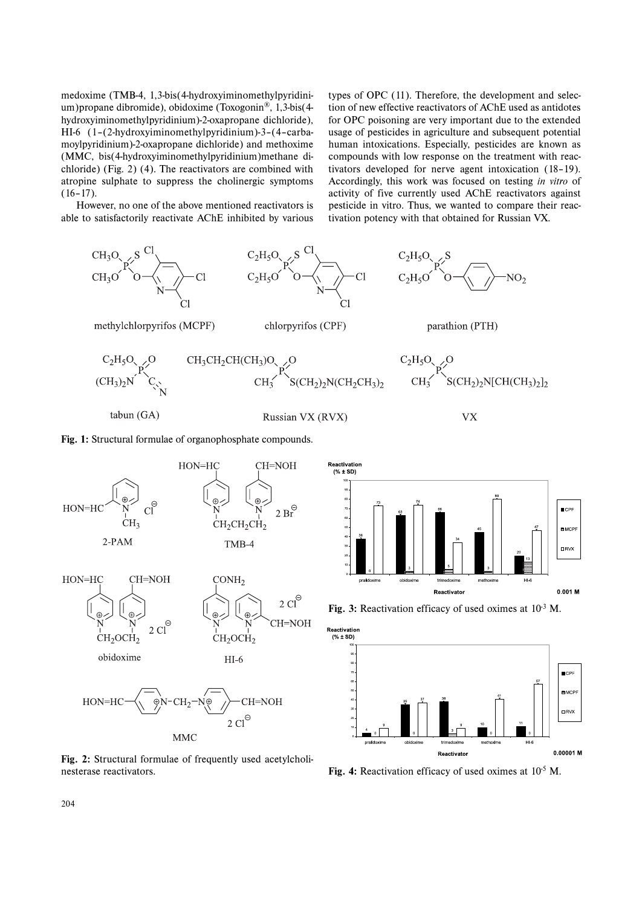medoxime (TMB-4, 1,3-bis(4-hydroxyiminomethylpyridinium)propane dibromide), obidoxime (Toxogonin®, 1,3-bis(4-hydroxyiminomethylpyridinium)-2-oxapropane dichloride), HI-6 (1-(2-hydroxyiminomethylpyridinium)-3-(4-carbamoylpyridinium)-2-oxapropane dichloride) and methoxime (MMC, bis(4-hydroxyiminomethylpyridinium)methane dichloride) (Fig. 2) (4). The reactivators are combined with atropine sulphate to suppress the cholinergic symptoms (16–17).

However, no one of the above mentioned reactivators is able to satisfactorily reactivate AChE inhibited by various types of OPC (11). Therefore, the development and selection of new effective reactivators of AChE used as antidotes for OPC poisoning are very important due to the extended usage of pesticides in agriculture and subsequent potential human intoxications. Especially, pesticides are known as compounds with low response on the treatment with reactivators developed for nerve agent intoxication (18–19). Accordingly, this work was focused on testing *in vitro* of activity of five currently used AChE reactivators against pesticide in vitro. Thus, we wanted to compare their reactivation potency with that obtained for Russian VX.

**Fig. 1:** Structural formulae of organophosphate compounds.

**Fig. 2:** Structural formulae of frequently used acetylcholinesterase reactivators.

**Fig. 3:** Reactivation efficacy of used oximes at $10^{-3}$ M.

**Fig. 4:** Reactivation efficacy of used oximes at $10^{-5}$ M.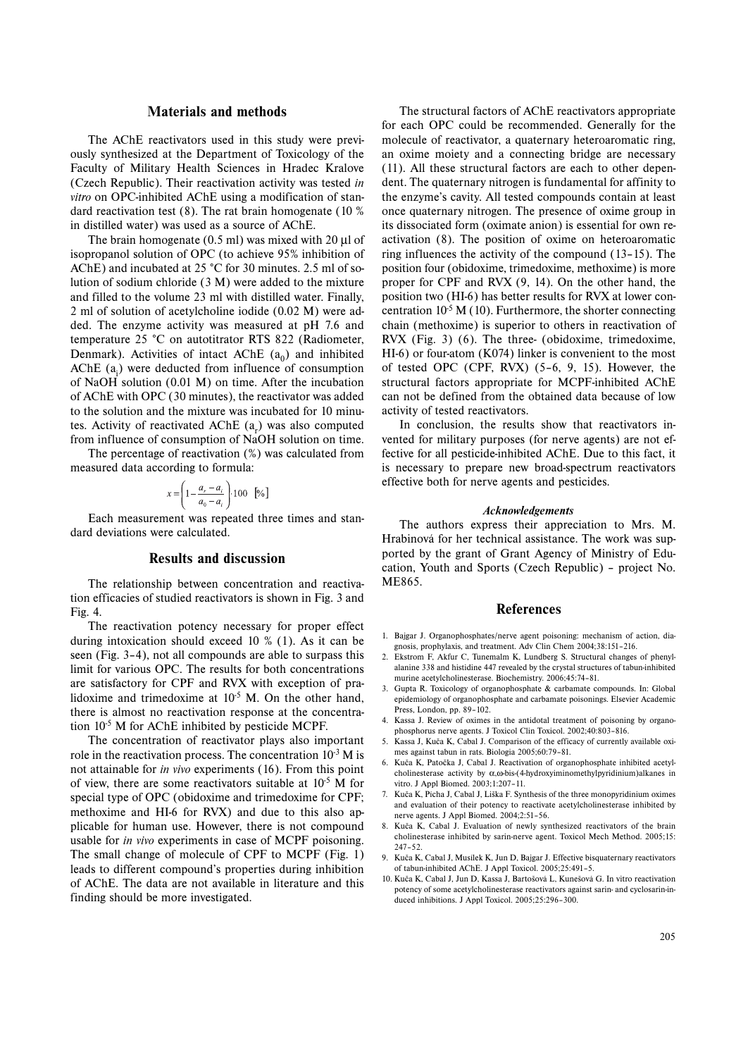## Materials and methods

The AChE reactivators used in this study were previously synthesized at the Department of Toxicology of the Faculty of Military Health Sciences in Hradec Kralove (Czech Republic). Their reactivation activity was tested *in vitro* on OPC-inhibited AChE using a modification of standard reactivation test (8). The rat brain homogenate (10 % in distilled water) was used as a source of AChE.

The brain homogenate (0.5 ml) was mixed with 20 µl of isopropanol solution of OPC (to achieve 95% inhibition of AChE) and incubated at 25 °C for 30 minutes. 2.5 ml of solution of sodium chloride (3 M) were added to the mixture and filled to the volume 23 ml with distilled water. Finally, 2 ml of solution of acetylcholine iodide (0.02 M) were added. The enzyme activity was measured at pH 7.6 and temperature 25 °C on autotitrator RTS 822 (Radiometer, Denmark). Activities of intact AChE ($a_0$) and inhibited AChE ($a_i$) were deducted from influence of consumption of NaOH solution (0.01 M) on time. After the incubation of AChE with OPC (30 minutes), the reactivator was added to the solution and the mixture was incubated for 10 minutes. Activity of reactivated AChE ($a_r$) was also computed from influence of consumption of NaOH solution on time.

The percentage of reactivation (%) was calculated from measured data according to formula:

$$x = \left(1 - \frac{a_r - a_i}{a_0 - a_i}\right) \cdot 100 \quad [\%]$$

Each measurement was repeated three times and standard deviations were calculated.

## Results and discussion

The relationship between concentration and reactivation efficacies of studied reactivators is shown in Fig. 3 and Fig. 4.

The reactivation potency necessary for proper effect during intoxication should exceed 10 % (1). As it can be seen (Fig. 3–4), not all compounds are able to surpass this limit for various OPC. The results for both concentrations are satisfactory for CPF and RVX with exception of pralidoxime and trimedoxime at $10^{-5}$ M. On the other hand, there is almost no reactivation response at the concentration $10^{-5}$ M for AChE inhibited by pesticide MCPF.

The concentration of reactivator plays also important role in the reactivation process. The concentration $10^{-3}$ M is not attainable for *in vivo* experiments (16). From this point of view, there are some reactivators suitable at $10^{-5}$ M for special type of OPC (obidoxime and trimedoxime for CPF; methoxime and HI-6 for RVX) and due to this also applicable for human use. However, there is not compound usable for *in vivo* experiments in case of MCPF poisoning. The small change of molecule of CPF to MCPF (Fig. 1) leads to different compound's properties during inhibition of AChE. The data are not available in literature and this finding should be more investigated.

The structural factors of AChE reactivators appropriate for each OPC could be recommended. Generally for the molecule of reactivator, a quaternary heteroaromatic ring, an oxime moiety and a connecting bridge are necessary (11). All these structural factors are each to other dependent. The quaternary nitrogen is fundamental for affinity to the enzyme's cavity. All tested compounds contain at least once quaternary nitrogen. The presence of oxime group in its dissociated form (oximate anion) is essential for own reactivation (8). The position of oxime on heteroaromatic ring influences the activity of the compound (13–15). The position four (obidoxime, trimedoxime, methoxime) is more proper for CPF and RVX (9, 14). On the other hand, the position two (HI-6) has better results for RVX at lower concentration $10^{-5}$ M (10). Furthermore, the shorter connecting chain (methoxime) is superior to others in reactivation of RVX (Fig. 3) (6). The three- (obidoxime, trimedoxime, HI-6) or four-atom (K074) linker is convenient to the most of tested OPC (CPF, RVX) (5–6, 9, 15). However, the structural factors appropriate for MCPF-inhibited AChE can not be defined from the obtained data because of low activity of tested reactivators.

In conclusion, the results show that reactivators invented for military purposes (for nerve agents) are not effective for all pesticide-inhibited AChE. Due to this fact, it is necessary to prepare new broad-spectrum reactivators effective both for nerve agents and pesticides.

### *Acknowledgements*

The authors express their appreciation to Mrs. M. Hrabinová for her technical assistance. The work was supported by the grant of Grant Agency of Ministry of Education, Youth and Sports (Czech Republic) – project No. ME865.

## References

1. Bajgar J. Organophosphates/nerve agent poisoning: mechanism of action, diagnosis, prophylaxis, and treatment. Adv Clin Chem 2004;38:151–216.
2. Ekstrom F, Akfur C, Tunemalm K, Lundberg S. Structural changes of phenylalanine 338 and histidine 447 revealed by the crystal structures of tabun-inhibited murine acetylcholinesterase. Biochemistry. 2006;45:74–81.
3. Gupta R. Toxicology of organophosphate & carbamate compounds. In: Global epidemiology of organophosphate and carbamate poisonings. Elsevier Academic Press, London, pp. 89–102.
4. Kassa J. Review of oximes in the antidotal treatment of poisoning by organophosphorus nerve agents. J Toxicol Clin Toxicol. 2002;40:803–816.
5. Kassa J, Kuča K, Cabal J. Comparison of the efficacy of currently available oximes against tabun in rats. Biologia 2005;60:79–81.
6. Kuča K, Patočka J, Cabal J. Reactivation of organophosphate inhibited acetylcholinesterase activity by α,ω-bis-(4-hydroxyiminomethylpyridinium)alkanes in vitro. J Appl Biomed. 2003;1:207–11.
7. Kuča K, Picha J, Cabal J, Liška F. Synthesis of the three monopyridinium oximes and evaluation of their potency to reactivate acetylcholinesterase inhibited by nerve agents. J Appl Biomed. 2004;2:51–56.
8. Kuča K, Cabal J. Evaluation of newly synthesized reactivators of the brain cholinesterase inhibited by sarin-nerve agent. Toxicol Mech Method. 2005;15:247–52.
9. Kuča K, Cabal J, Musilek K, Jun D, Bajgar J. Effective bisquaternary reactivators of tabun-inhibited AChE. J Appl Toxicol. 2005;25:491–5.
10. Kuča K, Cabal J, Jun D, Kassa J, Bartošová L, Kunešová G. In vitro reactivation potency of some acetylcholinesterase reactivators against sarin- and cyclosarin-induced inhibitions. J Appl Toxicol. 2005;25:296–300.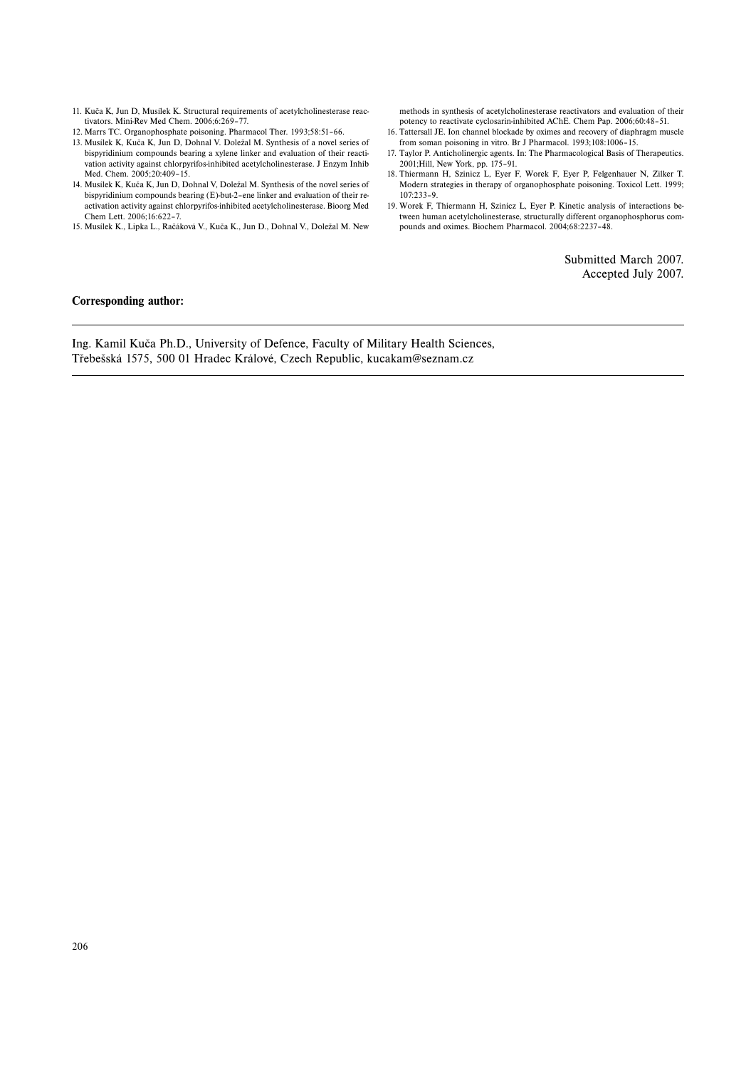11. Kuča K, Jun D, Musilek K. Structural requirements of acetylcholinesterase reactivators. Mini-Rev Med Chem. 2006;6:269–77.
12. Marrs TC. Organophosphate poisoning. Pharmacol Ther. 1993;58:51–66.
13. Musilek K, Kuča K, Jun D, Dohnal V. Doležal M. Synthesis of a novel series of bispyridinium compounds bearing a xylene linker and evaluation of their reactivation activity against chlorpyrifos-inhibited acetylcholinesterase. J Enzym Inhib Med. Chem. 2005;20:409–15.
14. Musilek K, Kuča K, Jun D, Dohnal V, Doležal M. Synthesis of the novel series of bispyridinium compounds bearing (E)-but-2–ene linker and evaluation of their reactivation activity against chlorpyrifos-inhibited acetylcholinesterase. Bioorg Med Chem Lett. 2006;16:622–7.
15. Musilek K., Lipka L., Račáková V., Kuča K., Jun D., Dohnal V., Doležal M. New methods in synthesis of acetylcholinesterase reactivators and evaluation of their potency to reactivate cyclosarin-inhibited AChE. Chem Pap. 2006;60:48–51.
16. Tattersall JE. Ion channel blockade by oximes and recovery of diaphragm muscle from soman poisoning in vitro. Br J Pharmacol. 1993;108:1006–15.
17. Taylor P. Anticholinergic agents. In: The Pharmacological Basis of Therapeutics. 2001;Hill, New York, pp. 175–91.
18. Thiermann H, Szinicz L, Eyer F, Worek F, Eyer P, Felgenhauer N, Zilker T. Modern strategies in therapy of organophosphate poisoning. Toxicol Lett. 1999; 107:233–9.
19. Worek F, Thiermann H, Szinicz L, Eyer P. Kinetic analysis of interactions between human acetylcholinesterase, structurally different organophosphorus compounds and oximes. Biochem Pharmacol. 2004;68:2237–48.

Submitted March 2007.
Accepted July 2007.

**Corresponding author:**

Ing. Kamil Kuča Ph.D., University of Defence, Faculty of Military Health Sciences, Třebešská 1575, 500 01 Hradec Králové, Czech Republic, kucakam@seznam.cz